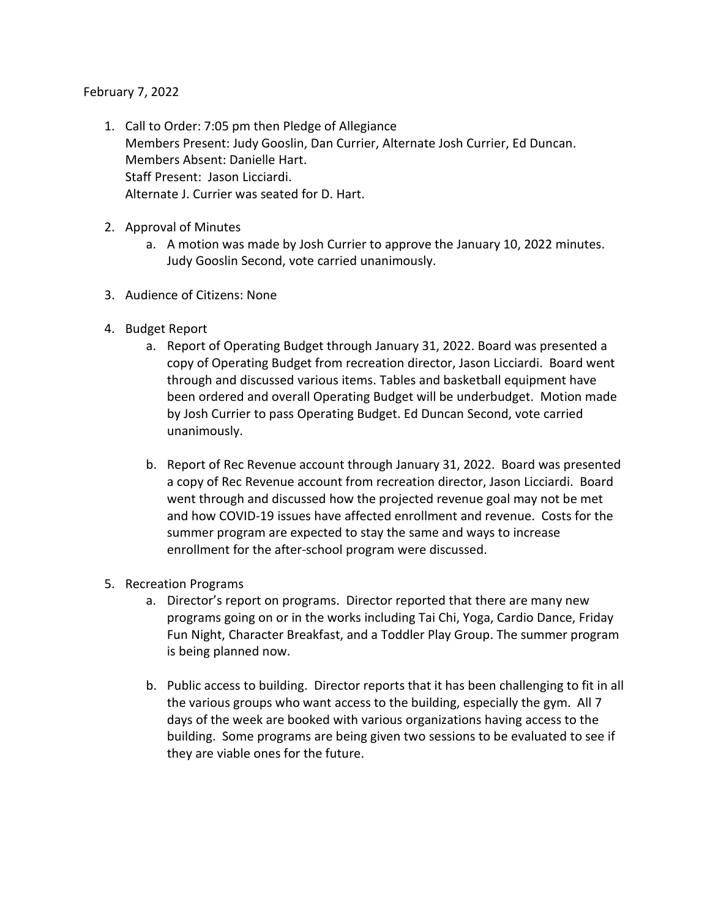February 7, 2022

1. Call to Order: 7:05 pm then Pledge of Allegiance
   Members Present: Judy Gooslin, Dan Currier, Alternate Josh Currier, Ed Duncan.
   Members Absent: Danielle Hart.
   Staff Present: Jason Licciardi.
   Alternate J. Currier was seated for D. Hart.

2. Approval of Minutes
   a. A motion was made by Josh Currier to approve the January 10, 2022 minutes. Judy Gooslin Second, vote carried unanimously.

3. Audience of Citizens: None

4. Budget Report
   a. Report of Operating Budget through January 31, 2022. Board was presented a copy of Operating Budget from recreation director, Jason Licciardi. Board went through and discussed various items. Tables and basketball equipment have been ordered and overall Operating Budget will be underbudget. Motion made by Josh Currier to pass Operating Budget. Ed Duncan Second, vote carried unanimously.

   b. Report of Rec Revenue account through January 31, 2022. Board was presented a copy of Rec Revenue account from recreation director, Jason Licciardi. Board went through and discussed how the projected revenue goal may not be met and how COVID-19 issues have affected enrollment and revenue. Costs for the summer program are expected to stay the same and ways to increase enrollment for the after-school program were discussed.

5. Recreation Programs
   a. Director's report on programs. Director reported that there are many new programs going on or in the works including Tai Chi, Yoga, Cardio Dance, Friday Fun Night, Character Breakfast, and a Toddler Play Group. The summer program is being planned now.

   b. Public access to building. Director reports that it has been challenging to fit in all the various groups who want access to the building, especially the gym. All 7 days of the week are booked with various organizations having access to the building. Some programs are being given two sessions to be evaluated to see if they are viable ones for the future.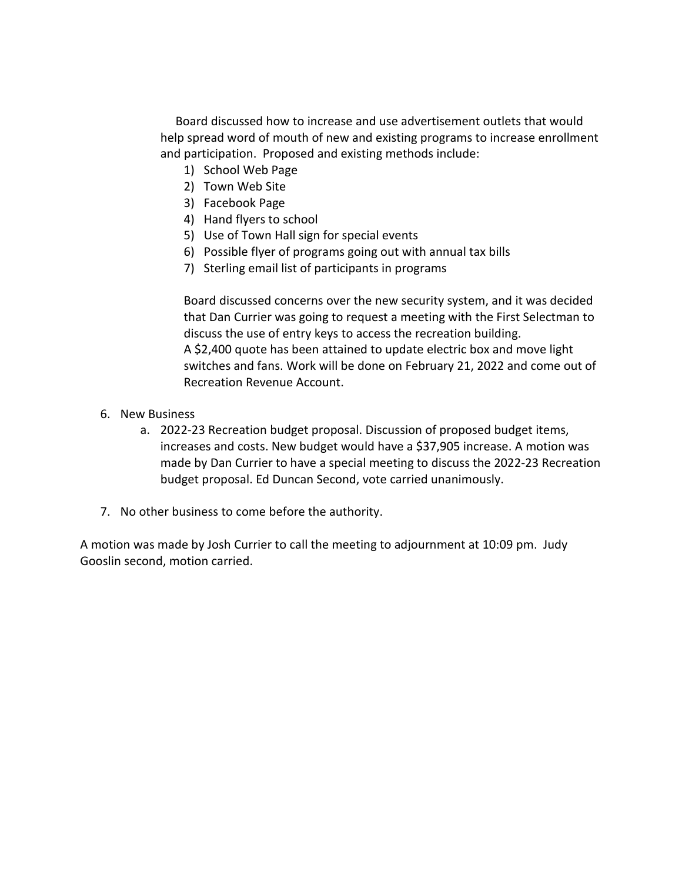Board discussed how to increase and use advertisement outlets that would help spread word of mouth of new and existing programs to increase enrollment and participation. Proposed and existing methods include:

1) School Web Page
2) Town Web Site
3) Facebook Page
4) Hand flyers to school
5) Use of Town Hall sign for special events
6) Possible flyer of programs going out with annual tax bills
7) Sterling email list of participants in programs

Board discussed concerns over the new security system, and it was decided that Dan Currier was going to request a meeting with the First Selectman to discuss the use of entry keys to access the recreation building.
A $2,400 quote has been attained to update electric box and move light switches and fans. Work will be done on February 21, 2022 and come out of Recreation Revenue Account.

6. New Business
   a. 2022-23 Recreation budget proposal. Discussion of proposed budget items, increases and costs. New budget would have a $37,905 increase. A motion was made by Dan Currier to have a special meeting to discuss the 2022-23 Recreation budget proposal. Ed Duncan Second, vote carried unanimously.

7. No other business to come before the authority.

A motion was made by Josh Currier to call the meeting to adjournment at 10:09 pm. Judy Gooslin second, motion carried.